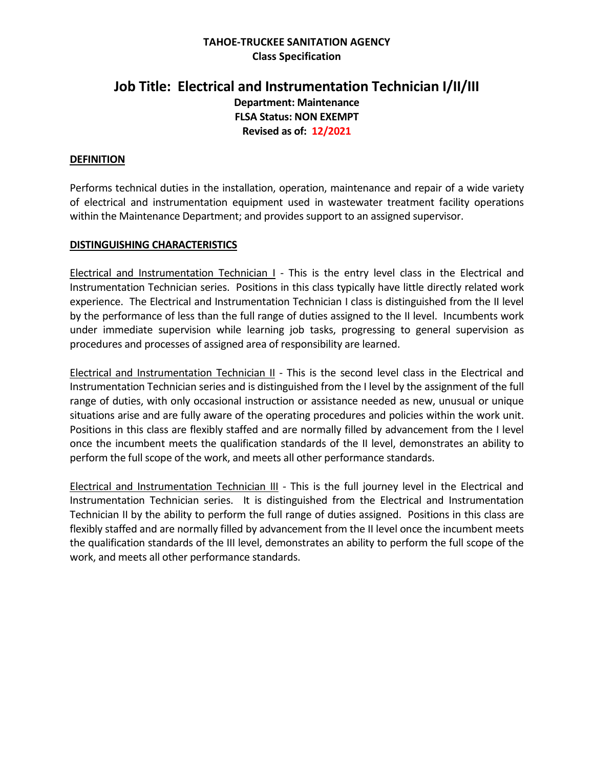**TAHOE-TRUCKEE SANITATION AGENCY**
**Class Specification**

# Job Title: Electrical and Instrumentation Technician I/II/III

**Department: Maintenance**
**FLSA Status: NON EXEMPT**
**Revised as of: 12/2021**

## DEFINITION

Performs technical duties in the installation, operation, maintenance and repair of a wide variety of electrical and instrumentation equipment used in wastewater treatment facility operations within the Maintenance Department; and provides support to an assigned supervisor.

## DISTINGUISHING CHARACTERISTICS

Electrical and Instrumentation Technician I - This is the entry level class in the Electrical and Instrumentation Technician series. Positions in this class typically have little directly related work experience. The Electrical and Instrumentation Technician I class is distinguished from the II level by the performance of less than the full range of duties assigned to the II level. Incumbents work under immediate supervision while learning job tasks, progressing to general supervision as procedures and processes of assigned area of responsibility are learned.

Electrical and Instrumentation Technician II - This is the second level class in the Electrical and Instrumentation Technician series and is distinguished from the I level by the assignment of the full range of duties, with only occasional instruction or assistance needed as new, unusual or unique situations arise and are fully aware of the operating procedures and policies within the work unit. Positions in this class are flexibly staffed and are normally filled by advancement from the I level once the incumbent meets the qualification standards of the II level, demonstrates an ability to perform the full scope of the work, and meets all other performance standards.

Electrical and Instrumentation Technician III - This is the full journey level in the Electrical and Instrumentation Technician series. It is distinguished from the Electrical and Instrumentation Technician II by the ability to perform the full range of duties assigned. Positions in this class are flexibly staffed and are normally filled by advancement from the II level once the incumbent meets the qualification standards of the III level, demonstrates an ability to perform the full scope of the work, and meets all other performance standards.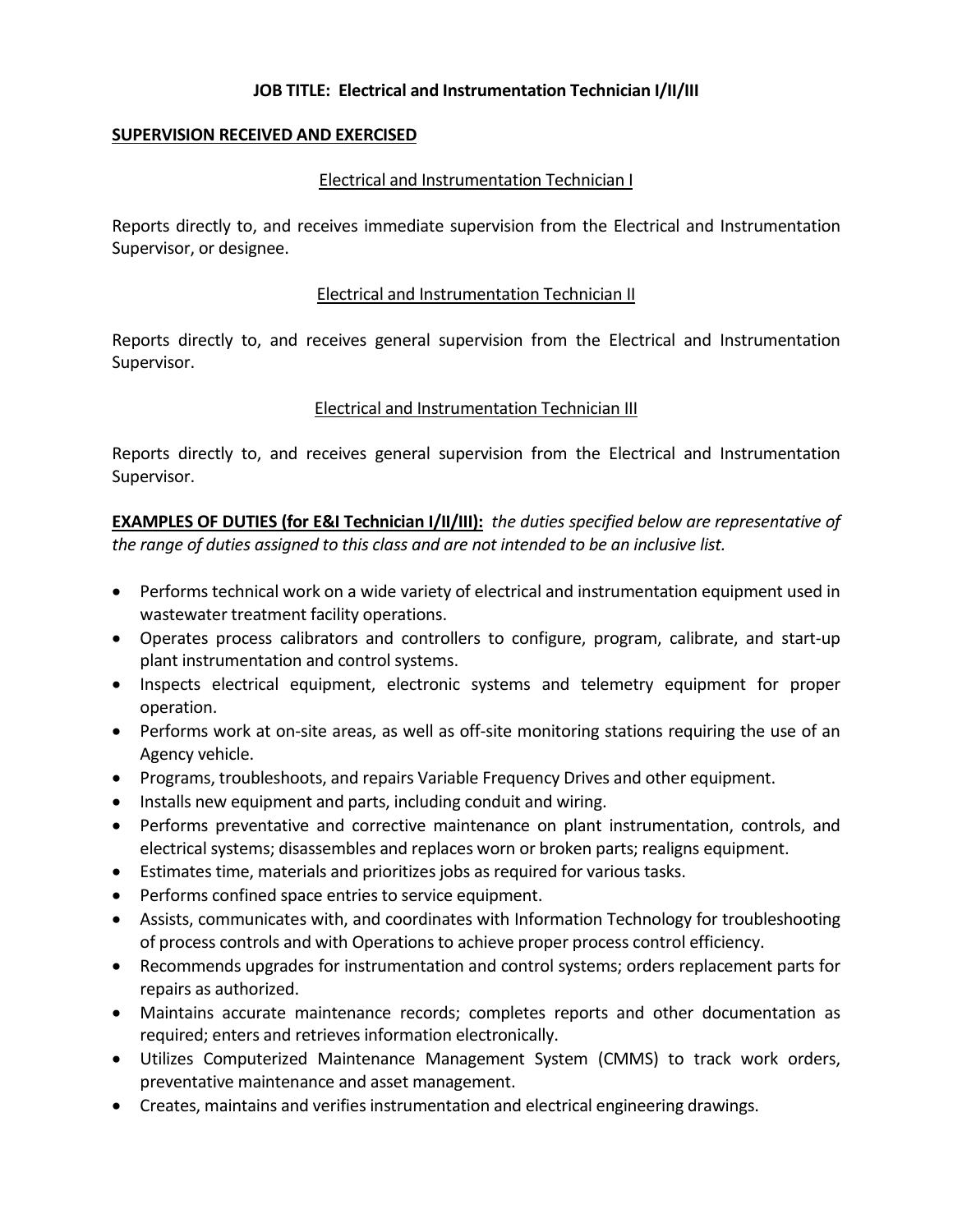**JOB TITLE: Electrical and Instrumentation Technician I/II/III**

**SUPERVISION RECEIVED AND EXERCISED**

Electrical and Instrumentation Technician I

Reports directly to, and receives immediate supervision from the Electrical and Instrumentation Supervisor, or designee.

Electrical and Instrumentation Technician II

Reports directly to, and receives general supervision from the Electrical and Instrumentation Supervisor.

Electrical and Instrumentation Technician III

Reports directly to, and receives general supervision from the Electrical and Instrumentation Supervisor.

**EXAMPLES OF DUTIES (for E&I Technician I/II/III):** *the duties specified below are representative of the range of duties assigned to this class and are not intended to be an inclusive list.*

- Performs technical work on a wide variety of electrical and instrumentation equipment used in wastewater treatment facility operations.
- Operates process calibrators and controllers to configure, program, calibrate, and start-up plant instrumentation and control systems.
- Inspects electrical equipment, electronic systems and telemetry equipment for proper operation.
- Performs work at on-site areas, as well as off-site monitoring stations requiring the use of an Agency vehicle.
- Programs, troubleshoots, and repairs Variable Frequency Drives and other equipment.
- Installs new equipment and parts, including conduit and wiring.
- Performs preventative and corrective maintenance on plant instrumentation, controls, and electrical systems; disassembles and replaces worn or broken parts; realigns equipment.
- Estimates time, materials and prioritizes jobs as required for various tasks.
- Performs confined space entries to service equipment.
- Assists, communicates with, and coordinates with Information Technology for troubleshooting of process controls and with Operations to achieve proper process control efficiency.
- Recommends upgrades for instrumentation and control systems; orders replacement parts for repairs as authorized.
- Maintains accurate maintenance records; completes reports and other documentation as required; enters and retrieves information electronically.
- Utilizes Computerized Maintenance Management System (CMMS) to track work orders, preventative maintenance and asset management.
- Creates, maintains and verifies instrumentation and electrical engineering drawings.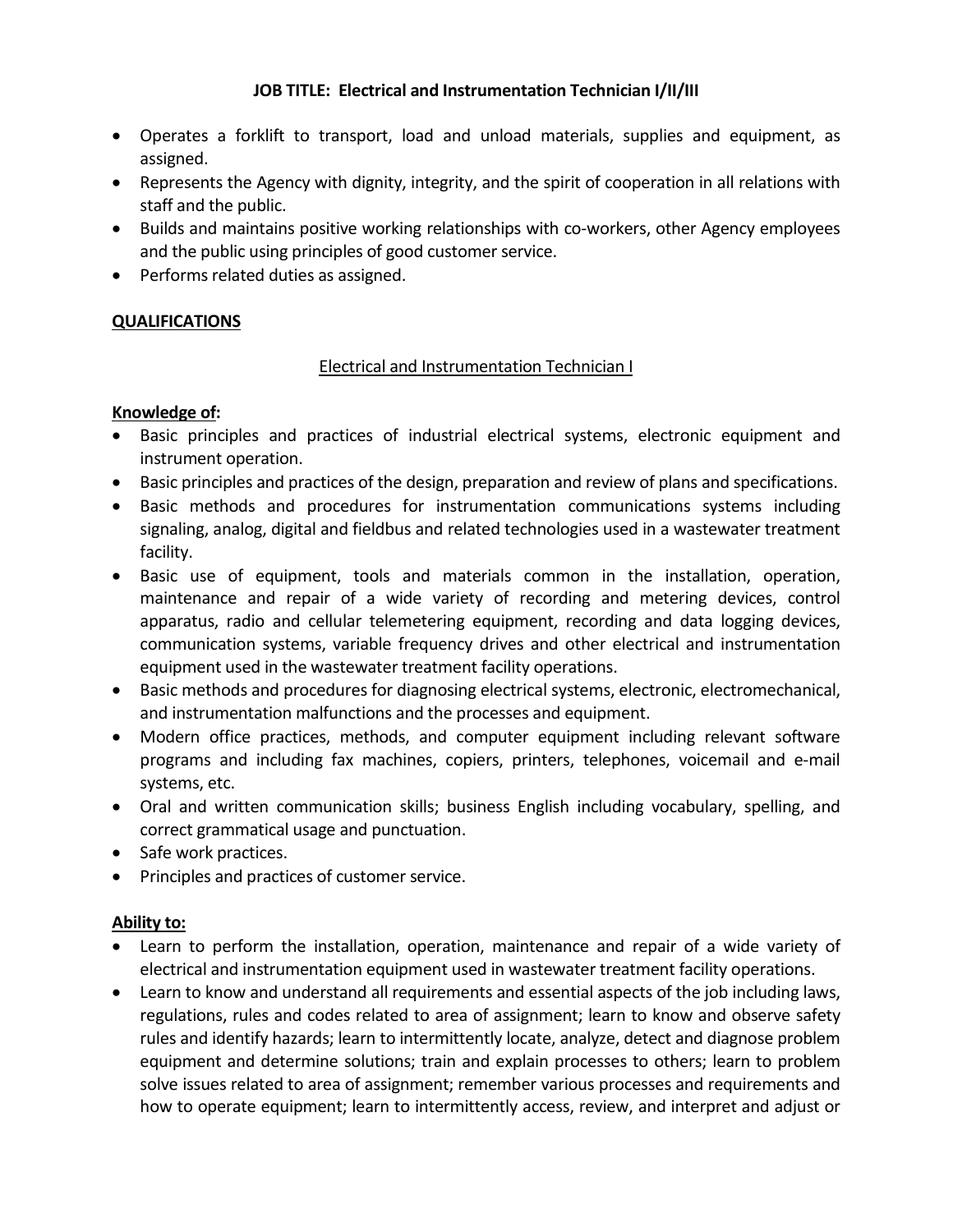**JOB TITLE: Electrical and Instrumentation Technician I/II/III**

- Operates a forklift to transport, load and unload materials, supplies and equipment, as assigned.
- Represents the Agency with dignity, integrity, and the spirit of cooperation in all relations with staff and the public.
- Builds and maintains positive working relationships with co-workers, other Agency employees and the public using principles of good customer service.
- Performs related duties as assigned.

## QUALIFICATIONS

### Electrical and Instrumentation Technician I

**Knowledge of:**

- Basic principles and practices of industrial electrical systems, electronic equipment and instrument operation.
- Basic principles and practices of the design, preparation and review of plans and specifications.
- Basic methods and procedures for instrumentation communications systems including signaling, analog, digital and fieldbus and related technologies used in a wastewater treatment facility.
- Basic use of equipment, tools and materials common in the installation, operation, maintenance and repair of a wide variety of recording and metering devices, control apparatus, radio and cellular telemetering equipment, recording and data logging devices, communication systems, variable frequency drives and other electrical and instrumentation equipment used in the wastewater treatment facility operations.
- Basic methods and procedures for diagnosing electrical systems, electronic, electromechanical, and instrumentation malfunctions and the processes and equipment.
- Modern office practices, methods, and computer equipment including relevant software programs and including fax machines, copiers, printers, telephones, voicemail and e-mail systems, etc.
- Oral and written communication skills; business English including vocabulary, spelling, and correct grammatical usage and punctuation.
- Safe work practices.
- Principles and practices of customer service.

**Ability to:**

- Learn to perform the installation, operation, maintenance and repair of a wide variety of electrical and instrumentation equipment used in wastewater treatment facility operations.
- Learn to know and understand all requirements and essential aspects of the job including laws, regulations, rules and codes related to area of assignment; learn to know and observe safety rules and identify hazards; learn to intermittently locate, analyze, detect and diagnose problem equipment and determine solutions; train and explain processes to others; learn to problem solve issues related to area of assignment; remember various processes and requirements and how to operate equipment; learn to intermittently access, review, and interpret and adjust or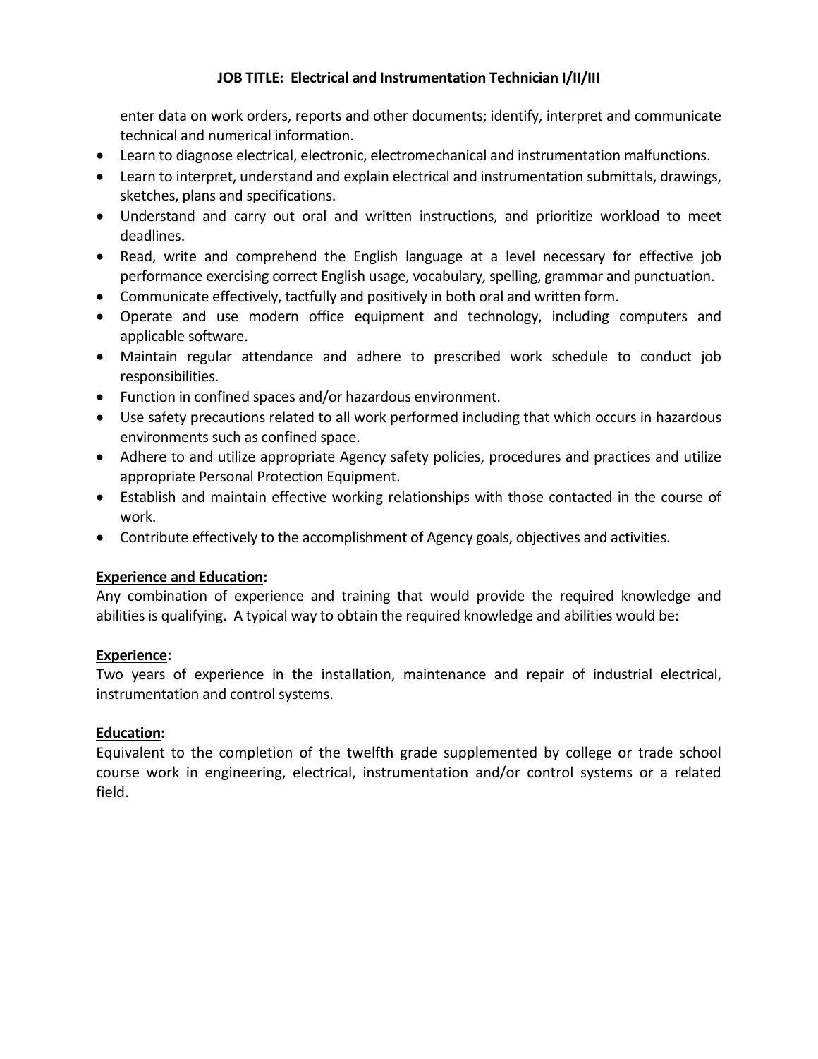enter data on work orders, reports and other documents; identify, interpret and communicate technical and numerical information.

- Learn to diagnose electrical, electronic, electromechanical and instrumentation malfunctions.
- Learn to interpret, understand and explain electrical and instrumentation submittals, drawings, sketches, plans and specifications.
- Understand and carry out oral and written instructions, and prioritize workload to meet deadlines.
- Read, write and comprehend the English language at a level necessary for effective job performance exercising correct English usage, vocabulary, spelling, grammar and punctuation.
- Communicate effectively, tactfully and positively in both oral and written form.
- Operate and use modern office equipment and technology, including computers and applicable software.
- Maintain regular attendance and adhere to prescribed work schedule to conduct job responsibilities.
- Function in confined spaces and/or hazardous environment.
- Use safety precautions related to all work performed including that which occurs in hazardous environments such as confined space.
- Adhere to and utilize appropriate Agency safety policies, procedures and practices and utilize appropriate Personal Protection Equipment.
- Establish and maintain effective working relationships with those contacted in the course of work.
- Contribute effectively to the accomplishment of Agency goals, objectives and activities.

**Experience and Education:**
Any combination of experience and training that would provide the required knowledge and abilities is qualifying. A typical way to obtain the required knowledge and abilities would be:

**Experience:**
Two years of experience in the installation, maintenance and repair of industrial electrical, instrumentation and control systems.

**Education:**
Equivalent to the completion of the twelfth grade supplemented by college or trade school course work in engineering, electrical, instrumentation and/or control systems or a related field.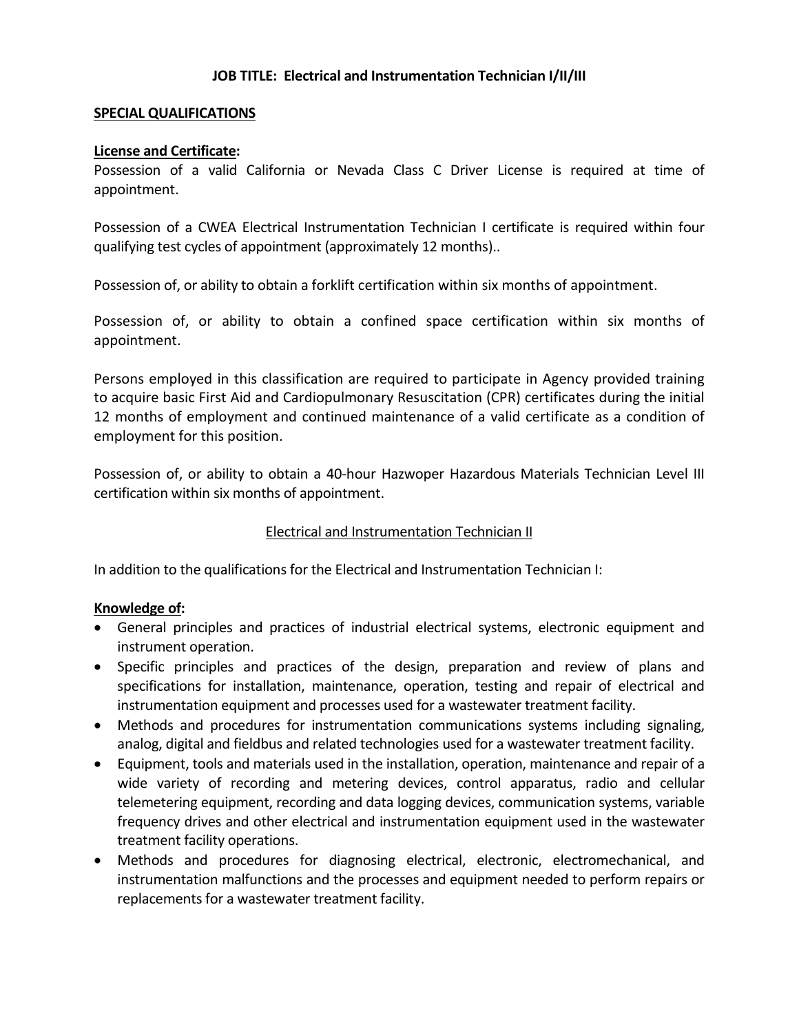**JOB TITLE: Electrical and Instrumentation Technician I/II/III**

**SPECIAL QUALIFICATIONS**

**License and Certificate:**

Possession of a valid California or Nevada Class C Driver License is required at time of appointment.

Possession of a CWEA Electrical Instrumentation Technician I certificate is required within four qualifying test cycles of appointment (approximately 12 months)..

Possession of, or ability to obtain a forklift certification within six months of appointment.

Possession of, or ability to obtain a confined space certification within six months of appointment.

Persons employed in this classification are required to participate in Agency provided training to acquire basic First Aid and Cardiopulmonary Resuscitation (CPR) certificates during the initial 12 months of employment and continued maintenance of a valid certificate as a condition of employment for this position.

Possession of, or ability to obtain a 40-hour Hazwoper Hazardous Materials Technician Level III certification within six months of appointment.

Electrical and Instrumentation Technician II

In addition to the qualifications for the Electrical and Instrumentation Technician I:

**Knowledge of:**

- General principles and practices of industrial electrical systems, electronic equipment and instrument operation.
- Specific principles and practices of the design, preparation and review of plans and specifications for installation, maintenance, operation, testing and repair of electrical and instrumentation equipment and processes used for a wastewater treatment facility.
- Methods and procedures for instrumentation communications systems including signaling, analog, digital and fieldbus and related technologies used for a wastewater treatment facility.
- Equipment, tools and materials used in the installation, operation, maintenance and repair of a wide variety of recording and metering devices, control apparatus, radio and cellular telemetering equipment, recording and data logging devices, communication systems, variable frequency drives and other electrical and instrumentation equipment used in the wastewater treatment facility operations.
- Methods and procedures for diagnosing electrical, electronic, electromechanical, and instrumentation malfunctions and the processes and equipment needed to perform repairs or replacements for a wastewater treatment facility.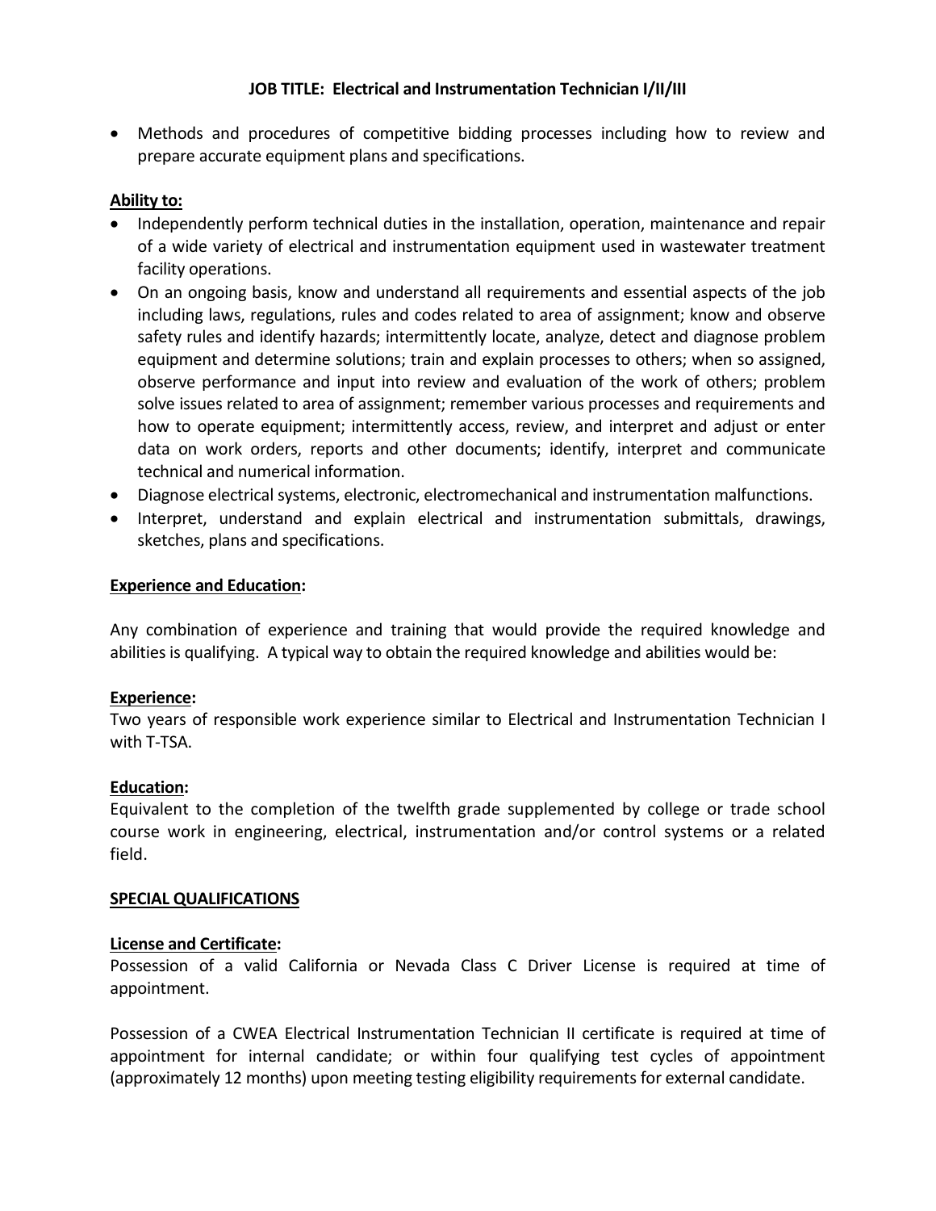**JOB TITLE: Electrical and Instrumentation Technician I/II/III**

- Methods and procedures of competitive bidding processes including how to review and prepare accurate equipment plans and specifications.

**Ability to:**

- Independently perform technical duties in the installation, operation, maintenance and repair of a wide variety of electrical and instrumentation equipment used in wastewater treatment facility operations.
- On an ongoing basis, know and understand all requirements and essential aspects of the job including laws, regulations, rules and codes related to area of assignment; know and observe safety rules and identify hazards; intermittently locate, analyze, detect and diagnose problem equipment and determine solutions; train and explain processes to others; when so assigned, observe performance and input into review and evaluation of the work of others; problem solve issues related to area of assignment; remember various processes and requirements and how to operate equipment; intermittently access, review, and interpret and adjust or enter data on work orders, reports and other documents; identify, interpret and communicate technical and numerical information.
- Diagnose electrical systems, electronic, electromechanical and instrumentation malfunctions.
- Interpret, understand and explain electrical and instrumentation submittals, drawings, sketches, plans and specifications.

**Experience and Education:**

Any combination of experience and training that would provide the required knowledge and abilities is qualifying. A typical way to obtain the required knowledge and abilities would be:

**Experience:**
Two years of responsible work experience similar to Electrical and Instrumentation Technician I with T-TSA.

**Education:**
Equivalent to the completion of the twelfth grade supplemented by college or trade school course work in engineering, electrical, instrumentation and/or control systems or a related field.

**SPECIAL QUALIFICATIONS**

**License and Certificate:**
Possession of a valid California or Nevada Class C Driver License is required at time of appointment.

Possession of a CWEA Electrical Instrumentation Technician II certificate is required at time of appointment for internal candidate; or within four qualifying test cycles of appointment (approximately 12 months) upon meeting testing eligibility requirements for external candidate.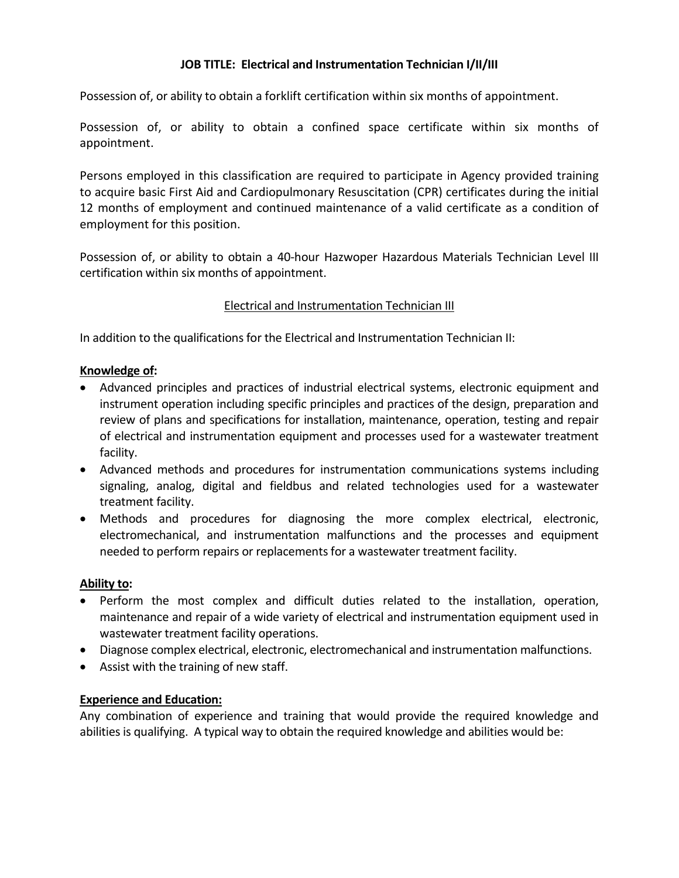**JOB TITLE: Electrical and Instrumentation Technician I/II/III**

Possession of, or ability to obtain a forklift certification within six months of appointment.

Possession of, or ability to obtain a confined space certificate within six months of appointment.

Persons employed in this classification are required to participate in Agency provided training to acquire basic First Aid and Cardiopulmonary Resuscitation (CPR) certificates during the initial 12 months of employment and continued maintenance of a valid certificate as a condition of employment for this position.

Possession of, or ability to obtain a 40-hour Hazwoper Hazardous Materials Technician Level III certification within six months of appointment.

## Electrical and Instrumentation Technician III

In addition to the qualifications for the Electrical and Instrumentation Technician II:

**Knowledge of:**

- Advanced principles and practices of industrial electrical systems, electronic equipment and instrument operation including specific principles and practices of the design, preparation and review of plans and specifications for installation, maintenance, operation, testing and repair of electrical and instrumentation equipment and processes used for a wastewater treatment facility.
- Advanced methods and procedures for instrumentation communications systems including signaling, analog, digital and fieldbus and related technologies used for a wastewater treatment facility.
- Methods and procedures for diagnosing the more complex electrical, electronic, electromechanical, and instrumentation malfunctions and the processes and equipment needed to perform repairs or replacements for a wastewater treatment facility.

**Ability to:**

- Perform the most complex and difficult duties related to the installation, operation, maintenance and repair of a wide variety of electrical and instrumentation equipment used in wastewater treatment facility operations.
- Diagnose complex electrical, electronic, electromechanical and instrumentation malfunctions.
- Assist with the training of new staff.

**Experience and Education:**

Any combination of experience and training that would provide the required knowledge and abilities is qualifying. A typical way to obtain the required knowledge and abilities would be: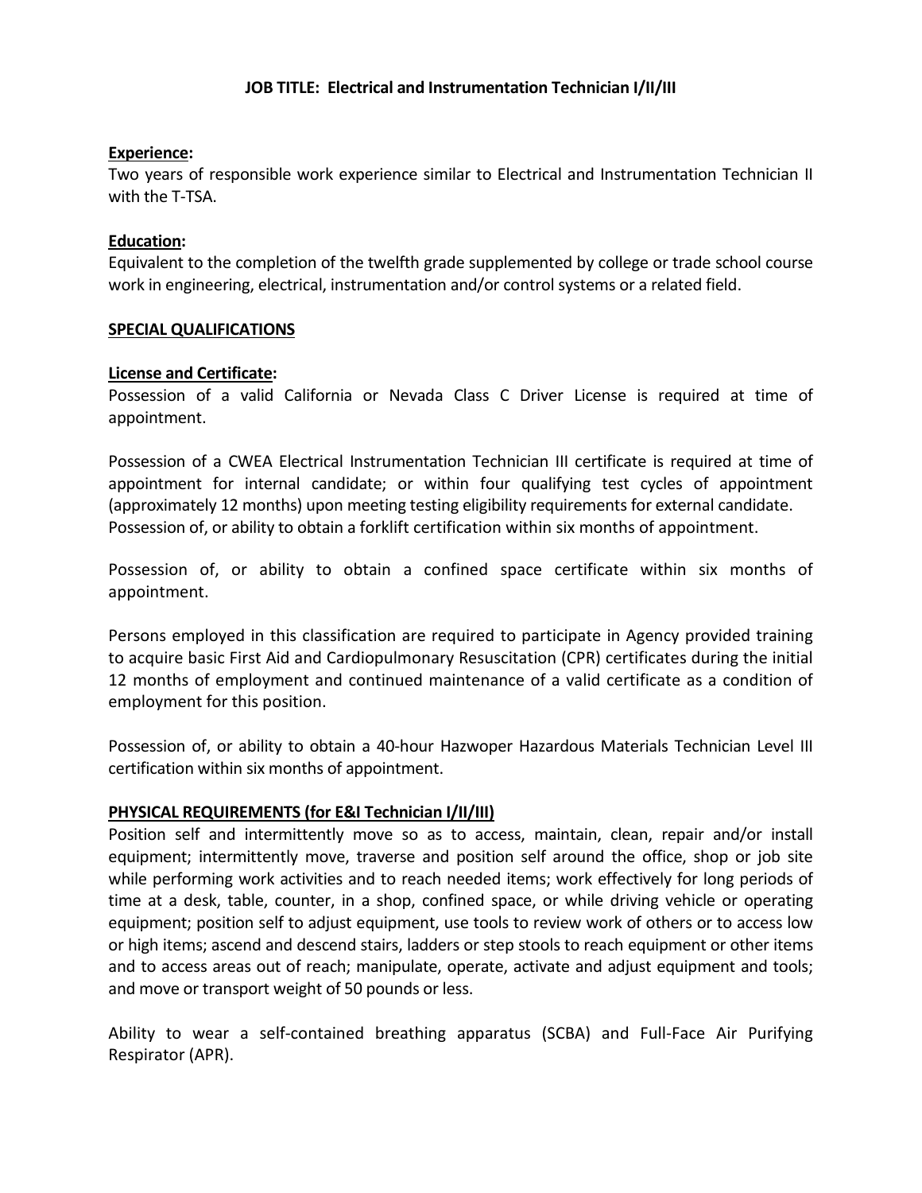**JOB TITLE: Electrical and Instrumentation Technician I/II/III**

**Experience:**
Two years of responsible work experience similar to Electrical and Instrumentation Technician II with the T-TSA.

**Education:**
Equivalent to the completion of the twelfth grade supplemented by college or trade school course work in engineering, electrical, instrumentation and/or control systems or a related field.

**SPECIAL QUALIFICATIONS**

**License and Certificate:**
Possession of a valid California or Nevada Class C Driver License is required at time of appointment.

Possession of a CWEA Electrical Instrumentation Technician III certificate is required at time of appointment for internal candidate; or within four qualifying test cycles of appointment (approximately 12 months) upon meeting testing eligibility requirements for external candidate. Possession of, or ability to obtain a forklift certification within six months of appointment.

Possession of, or ability to obtain a confined space certificate within six months of appointment.

Persons employed in this classification are required to participate in Agency provided training to acquire basic First Aid and Cardiopulmonary Resuscitation (CPR) certificates during the initial 12 months of employment and continued maintenance of a valid certificate as a condition of employment for this position.

Possession of, or ability to obtain a 40-hour Hazwoper Hazardous Materials Technician Level III certification within six months of appointment.

**PHYSICAL REQUIREMENTS (for E&I Technician I/II/III)**
Position self and intermittently move so as to access, maintain, clean, repair and/or install equipment; intermittently move, traverse and position self around the office, shop or job site while performing work activities and to reach needed items; work effectively for long periods of time at a desk, table, counter, in a shop, confined space, or while driving vehicle or operating equipment; position self to adjust equipment, use tools to review work of others or to access low or high items; ascend and descend stairs, ladders or step stools to reach equipment or other items and to access areas out of reach; manipulate, operate, activate and adjust equipment and tools; and move or transport weight of 50 pounds or less.

Ability to wear a self-contained breathing apparatus (SCBA) and Full-Face Air Purifying Respirator (APR).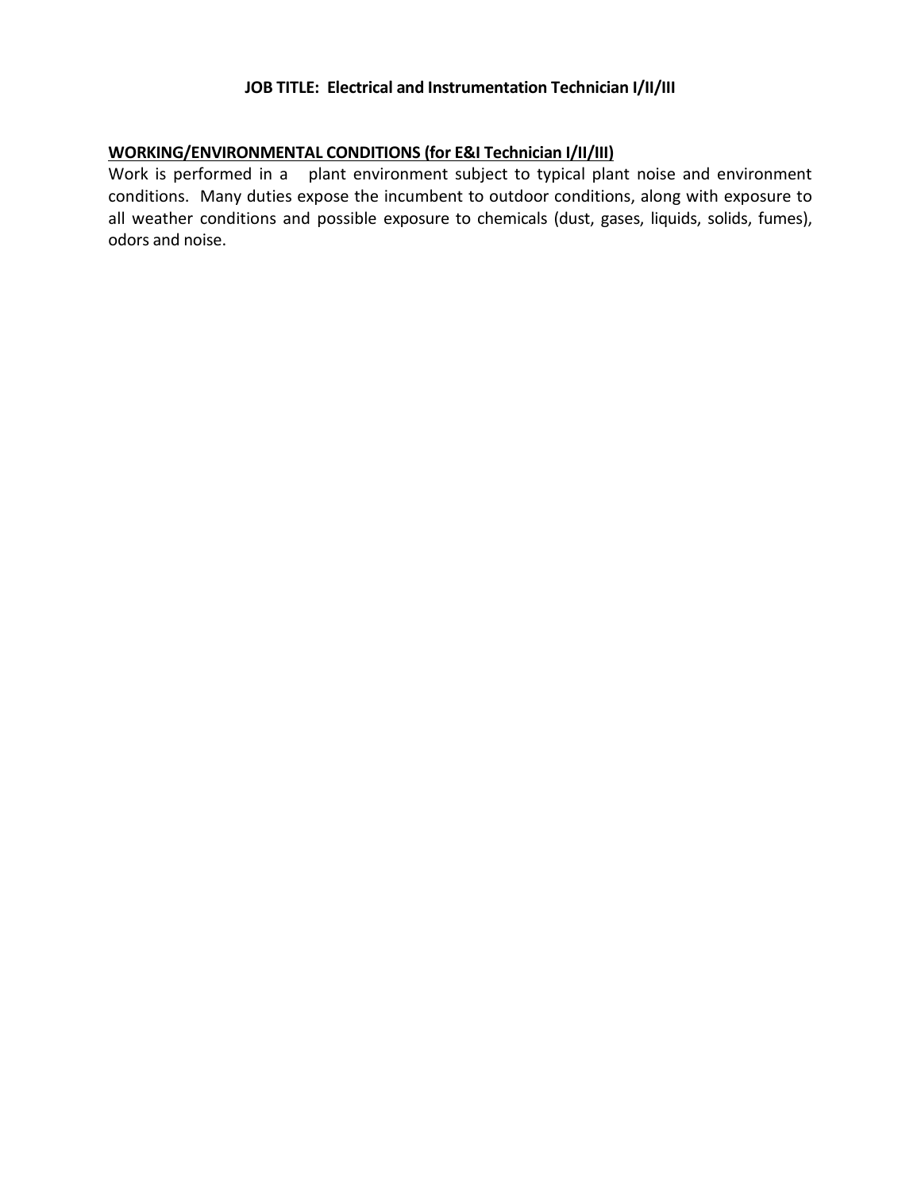**JOB TITLE: Electrical and Instrumentation Technician I/II/III**

**WORKING/ENVIRONMENTAL CONDITIONS (for E&I Technician I/II/III)**

Work is performed in a plant environment subject to typical plant noise and environment conditions. Many duties expose the incumbent to outdoor conditions, along with exposure to all weather conditions and possible exposure to chemicals (dust, gases, liquids, solids, fumes), odors and noise.